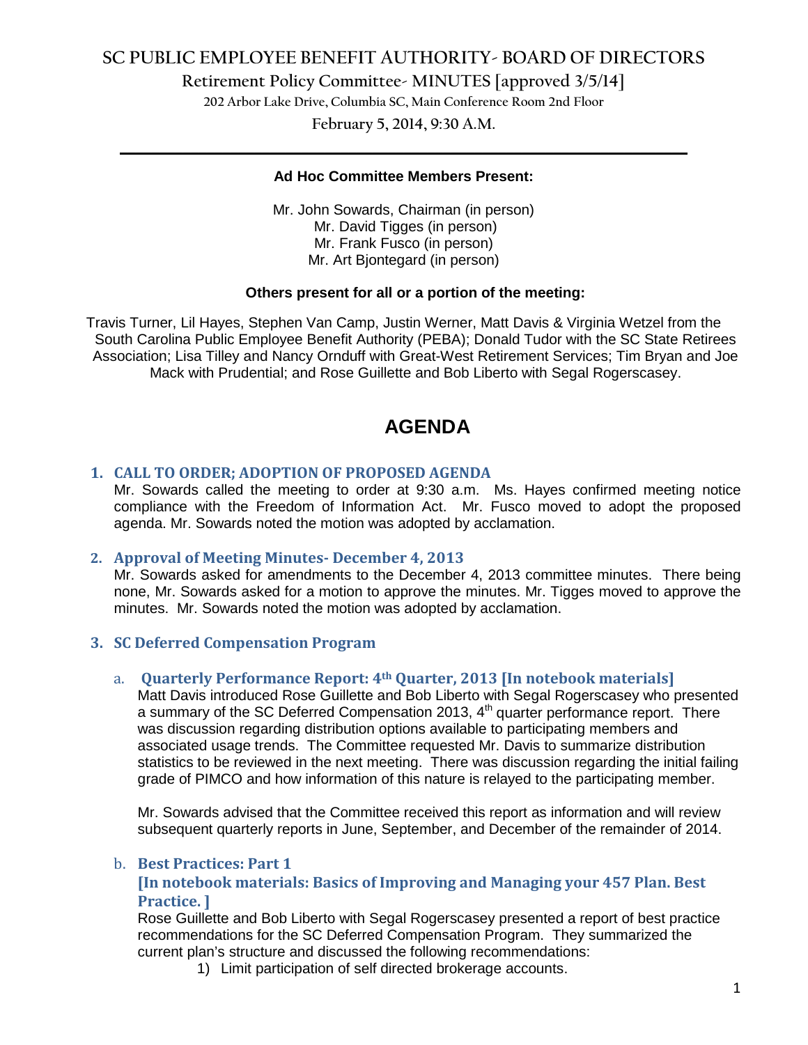# SC PUBLIC EMPLOYEE BENEFIT AUTHORITY- BOARD OF DIRECTORS

## Retirement Policy Committee- MINUTES [approved 3/5/14]

202 Arbor Lake Drive, Columbia SC, Main Conference Room 2nd Floor

February 5, 2014, 9:30 A.M.

---

**Ad Hoc Committee Members Present:**

Mr. John Sowards, Chairman (in person)
Mr. David Tigges (in person)
Mr. Frank Fusco (in person)
Mr. Art Bjontegard (in person)

**Others present for all or a portion of the meeting:**

Travis Turner, Lil Hayes, Stephen Van Camp, Justin Werner, Matt Davis & Virginia Wetzel from the South Carolina Public Employee Benefit Authority (PEBA); Donald Tudor with the SC State Retirees Association; Lisa Tilley and Nancy Ornduff with Great-West Retirement Services; Tim Bryan and Joe Mack with Prudential; and Rose Guillette and Bob Liberto with Segal Rogerscasey.

# AGENDA

### 1. CALL TO ORDER; ADOPTION OF PROPOSED AGENDA

Mr. Sowards called the meeting to order at 9:30 a.m. Ms. Hayes confirmed meeting notice compliance with the Freedom of Information Act. Mr. Fusco moved to adopt the proposed agenda. Mr. Sowards noted the motion was adopted by acclamation.

### 2. Approval of Meeting Minutes- December 4, 2013

Mr. Sowards asked for amendments to the December 4, 2013 committee minutes. There being none, Mr. Sowards asked for a motion to approve the minutes. Mr. Tigges moved to approve the minutes. Mr. Sowards noted the motion was adopted by acclamation.

### 3. SC Deferred Compensation Program

#### a. Quarterly Performance Report: 4th Quarter, 2013 [In notebook materials]

Matt Davis introduced Rose Guillette and Bob Liberto with Segal Rogerscasey who presented a summary of the SC Deferred Compensation 2013, 4th quarter performance report. There was discussion regarding distribution options available to participating members and associated usage trends. The Committee requested Mr. Davis to summarize distribution statistics to be reviewed in the next meeting. There was discussion regarding the initial failing grade of PIMCO and how information of this nature is relayed to the participating member.

Mr. Sowards advised that the Committee received this report as information and will review subsequent quarterly reports in June, September, and December of the remainder of 2014.

#### b. Best Practices: Part 1

**[In notebook materials: Basics of Improving and Managing your 457 Plan. Best Practice. ]**

Rose Guillette and Bob Liberto with Segal Rogerscasey presented a report of best practice recommendations for the SC Deferred Compensation Program. They summarized the current plan's structure and discussed the following recommendations:

1) Limit participation of self directed brokerage accounts.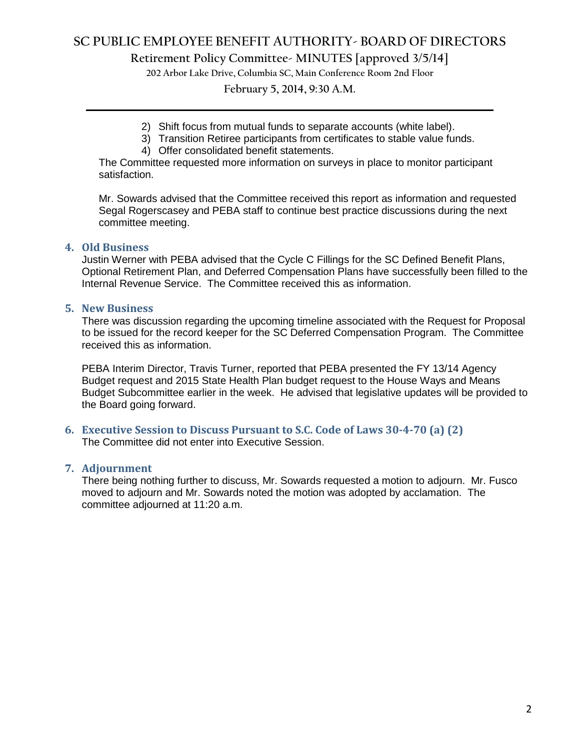2) Shift focus from mutual funds to separate accounts (white label).
3) Transition Retiree participants from certificates to stable value funds.
4) Offer consolidated benefit statements.

The Committee requested more information on surveys in place to monitor participant satisfaction.

Mr. Sowards advised that the Committee received this report as information and requested Segal Rogerscasey and PEBA staff to continue best practice discussions during the next committee meeting.

## 4. Old Business

Justin Werner with PEBA advised that the Cycle C Fillings for the SC Defined Benefit Plans, Optional Retirement Plan, and Deferred Compensation Plans have successfully been filled to the Internal Revenue Service. The Committee received this as information.

## 5. New Business

There was discussion regarding the upcoming timeline associated with the Request for Proposal to be issued for the record keeper for the SC Deferred Compensation Program. The Committee received this as information.

PEBA Interim Director, Travis Turner, reported that PEBA presented the FY 13/14 Agency Budget request and 2015 State Health Plan budget request to the House Ways and Means Budget Subcommittee earlier in the week. He advised that legislative updates will be provided to the Board going forward.

## 6. Executive Session to Discuss Pursuant to S.C. Code of Laws 30-4-70 (a) (2)

The Committee did not enter into Executive Session.

## 7. Adjournment

There being nothing further to discuss, Mr. Sowards requested a motion to adjourn. Mr. Fusco moved to adjourn and Mr. Sowards noted the motion was adopted by acclamation. The committee adjourned at 11:20 a.m.